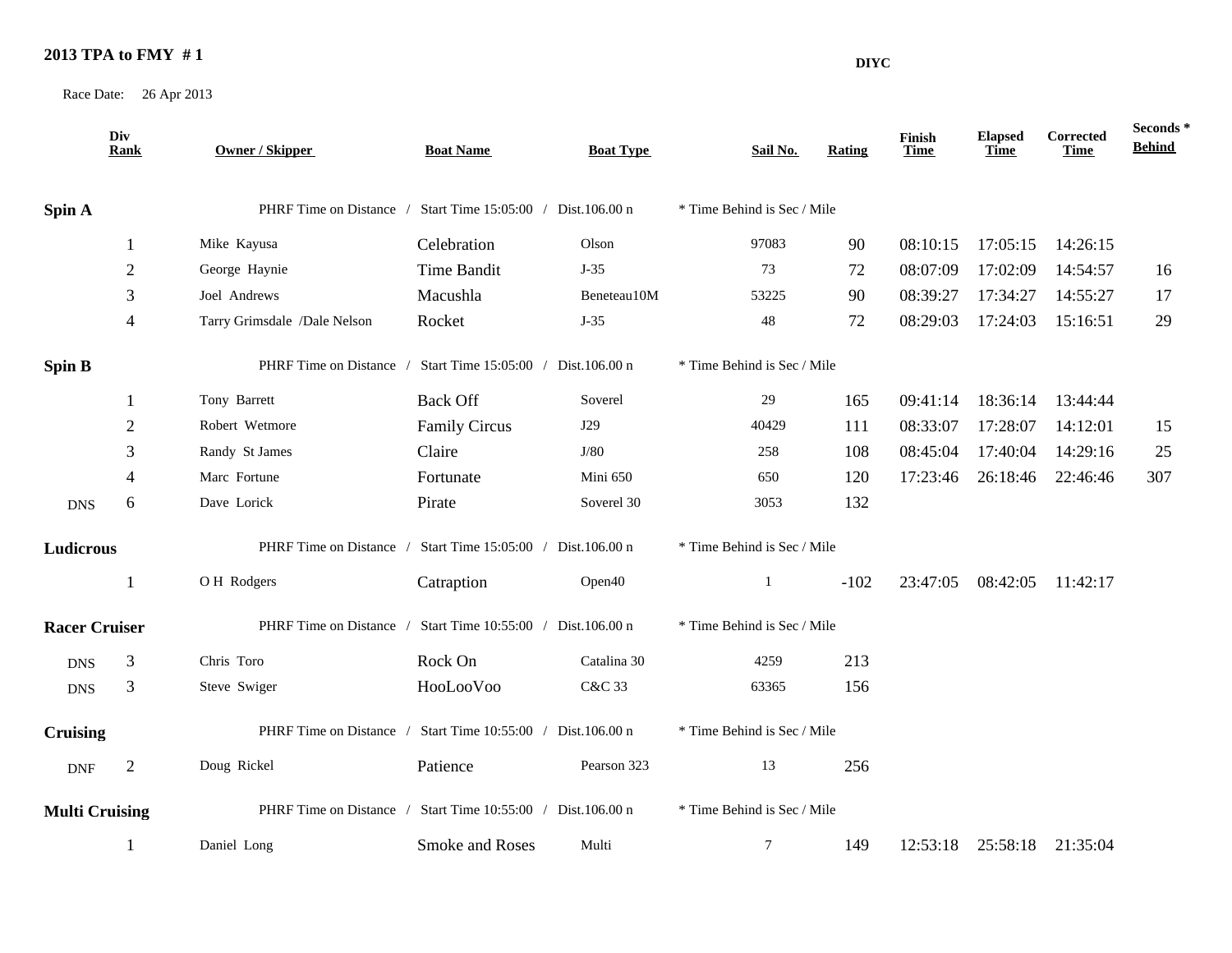## 2013 TPA to FMY # 1

**DIYC**

Race Date: 26 Apr 2013

| | Div Rank | Owner / Skipper | Boat Name | Boat Type | Sail No. | Rating | Finish Time | Elapsed Time | Corrected Time | Seconds * Behind |
|---|---|---|---|---|---|---|---|---|---|---|
| **Spin A** | | PHRF Time on Distance / Start Time 15:05:00 / Dist.106.00 n | | | * Time Behind is Sec / Mile | | | | | |
| | 1 | Mike Kayusa | Celebration | Olson | 97083 | 90 | 08:10:15 | 17:05:15 | 14:26:15 | |
| | 2 | George Haynie | Time Bandit | J-35 | 73 | 72 | 08:07:09 | 17:02:09 | 14:54:57 | 16 |
| | 3 | Joel Andrews | Macushla | Beneteau10M | 53225 | 90 | 08:39:27 | 17:34:27 | 14:55:27 | 17 |
| | 4 | Tarry Grimsdale /Dale Nelson | Rocket | J-35 | 48 | 72 | 08:29:03 | 17:24:03 | 15:16:51 | 29 |
| **Spin B** | | PHRF Time on Distance / Start Time 15:05:00 / Dist.106.00 n | | | * Time Behind is Sec / Mile | | | | | |
| | 1 | Tony Barrett | Back Off | Soverel | 29 | 165 | 09:41:14 | 18:36:14 | 13:44:44 | |
| | 2 | Robert Wetmore | Family Circus | J29 | 40429 | 111 | 08:33:07 | 17:28:07 | 14:12:01 | 15 |
| | 3 | Randy St James | Claire | J/80 | 258 | 108 | 08:45:04 | 17:40:04 | 14:29:16 | 25 |
| | 4 | Marc Fortune | Fortunate | Mini 650 | 650 | 120 | 17:23:46 | 26:18:46 | 22:46:46 | 307 |
| DNS | 6 | Dave Lorick | Pirate | Soverel 30 | 3053 | 132 | | | | |
| **Ludicrous** | | PHRF Time on Distance / Start Time 15:05:00 / Dist.106.00 n | | | * Time Behind is Sec / Mile | | | | | |
| | 1 | O H Rodgers | Catraption | Open40 | 1 | -102 | 23:47:05 | 08:42:05 | 11:42:17 | |
| **Racer Cruiser** | | PHRF Time on Distance / Start Time 10:55:00 / Dist.106.00 n | | | * Time Behind is Sec / Mile | | | | | |
| DNS | 3 | Chris Toro | Rock On | Catalina 30 | 4259 | 213 | | | | |
| DNS | 3 | Steve Swiger | HooLooVoo | C&C 33 | 63365 | 156 | | | | |
| **Cruising** | | PHRF Time on Distance / Start Time 10:55:00 / Dist.106.00 n | | | * Time Behind is Sec / Mile | | | | | |
| DNF | 2 | Doug Rickel | Patience | Pearson 323 | 13 | 256 | | | | |
| **Multi Cruising** | | PHRF Time on Distance / Start Time 10:55:00 / Dist.106.00 n | | | * Time Behind is Sec / Mile | | | | | |
| | 1 | Daniel Long | Smoke and Roses | Multi | 7 | 149 | 12:53:18 | 25:58:18 | 21:35:04 | |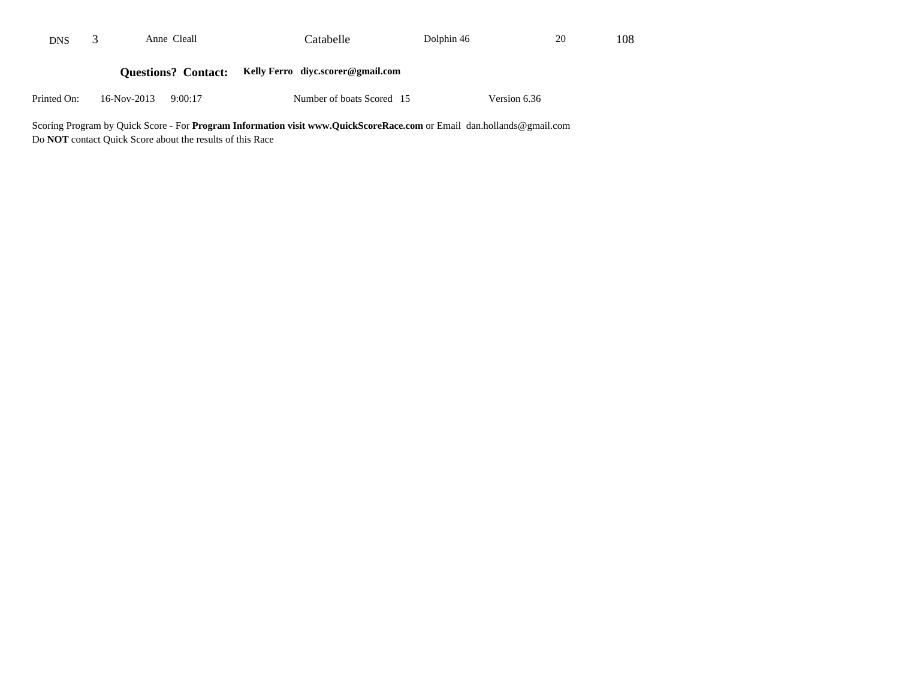| | | | | | | |
|---|---|---|---|---|---|---|
| DNS | 3 | Anne Cleall | Catabelle | Dolphin 46 | 20 | 108 |

**Questions? Contact:** **Kelly Ferro diyc.scorer@gmail.com**

Printed On: 16-Nov-2013 9:00:17 Number of boats Scored 15 Version 6.36

Scoring Program by Quick Score - For **Program Information visit www.QuickScoreRace.com** or Email dan.hollands@gmail.com
Do **NOT** contact Quick Score about the results of this Race